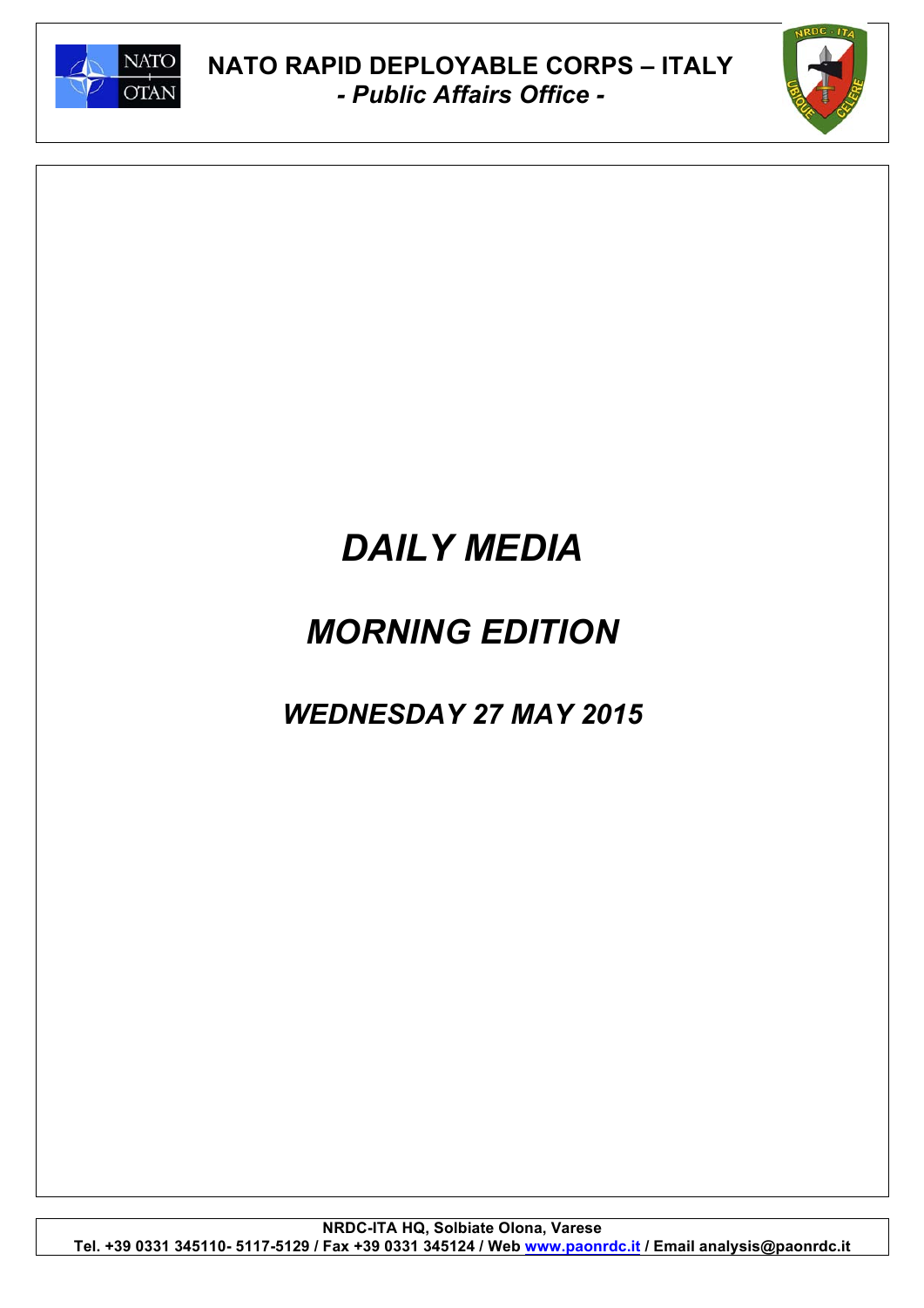# NATO RAPID DEPLOYABLE CORPS – ITALY

***- Public Affairs Office -***

# *DAILY MEDIA*

# *MORNING EDITION*

## *WEDNESDAY 27 MAY 2015*

**NRDC-ITA HQ, Solbiate Olona, Varese**
**Tel. +39 0331 345110- 5117-5129 / Fax +39 0331 345124 / Web www.paonrdc.it / Email analysis@paonrdc.it**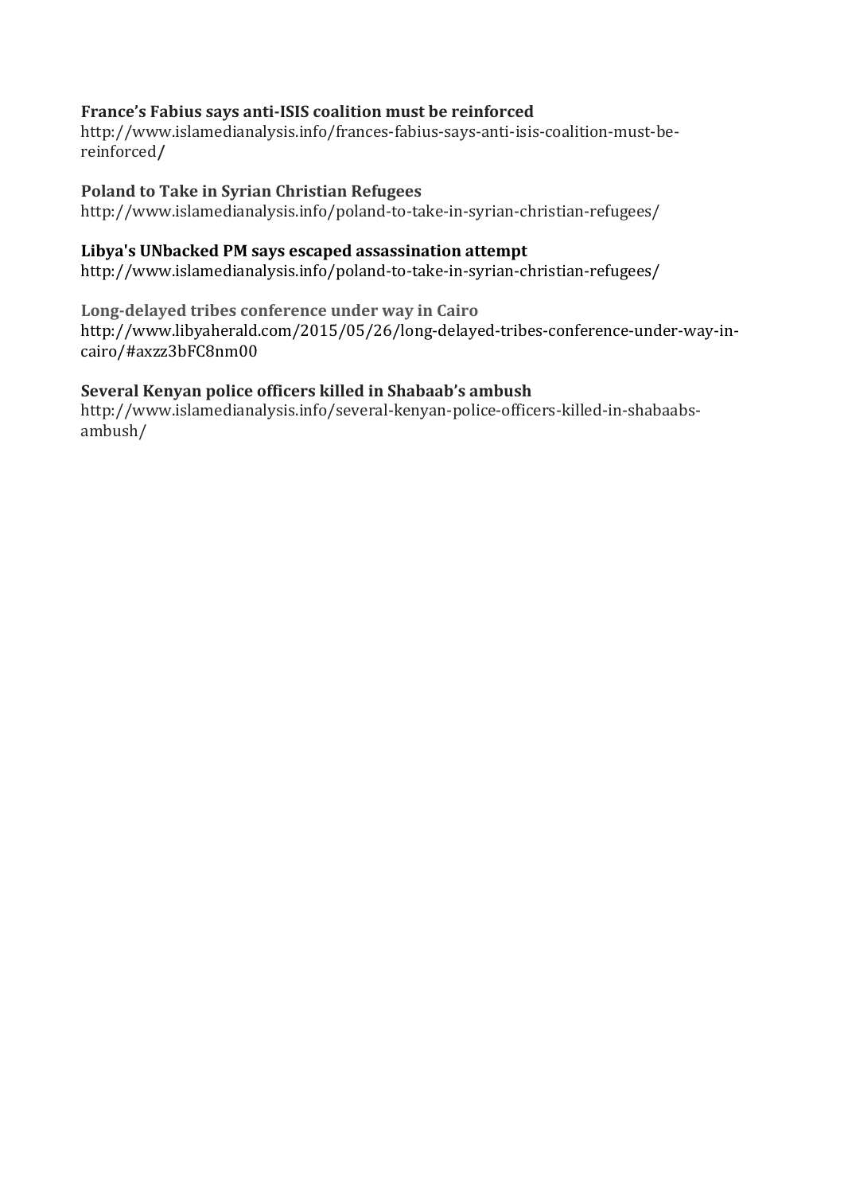**France’s Fabius says anti-ISIS coalition must be reinforced**
http://www.islamedianalysis.info/frances-fabius-says-anti-isis-coalition-must-be-reinforced/

**Poland to Take in Syrian Christian Refugees**
http://www.islamedianalysis.info/poland-to-take-in-syrian-christian-refugees/

**Libya's UNbacked PM says escaped assassination attempt**
http://www.islamedianalysis.info/poland-to-take-in-syrian-christian-refugees/

**Long-delayed tribes conference under way in Cairo**
http://www.libyaherald.com/2015/05/26/long-delayed-tribes-conference-under-way-in-cairo/#axzz3bFC8nm00

**Several Kenyan police officers killed in Shabaab’s ambush**
http://www.islamedianalysis.info/several-kenyan-police-officers-killed-in-shabaabs-ambush/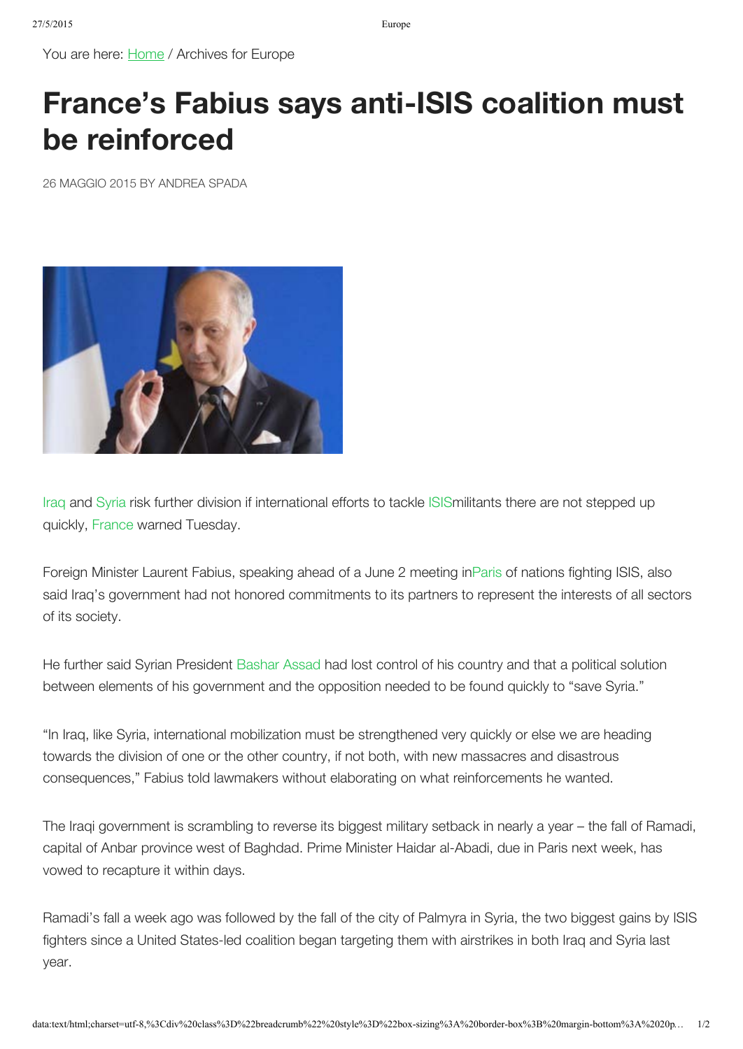You are here: Home / Archives for Europe

# France's Fabius says anti-ISIS coalition must be reinforced

26 MAGGIO 2015 BY ANDREA SPADA

Iraq and Syria risk further division if international efforts to tackle ISISmilitants there are not stepped up quickly, France warned Tuesday.

Foreign Minister Laurent Fabius, speaking ahead of a June 2 meeting inParis of nations fighting ISIS, also said Iraq's government had not honored commitments to its partners to represent the interests of all sectors of its society.

He further said Syrian President Bashar Assad had lost control of his country and that a political solution between elements of his government and the opposition needed to be found quickly to "save Syria."

"In Iraq, like Syria, international mobilization must be strengthened very quickly or else we are heading towards the division of one or the other country, if not both, with new massacres and disastrous consequences," Fabius told lawmakers without elaborating on what reinforcements he wanted.

The Iraqi government is scrambling to reverse its biggest military setback in nearly a year – the fall of Ramadi, capital of Anbar province west of Baghdad. Prime Minister Haidar al-Abadi, due in Paris next week, has vowed to recapture it within days.

Ramadi's fall a week ago was followed by the fall of the city of Palmyra in Syria, the two biggest gains by ISIS fighters since a United States-led coalition began targeting them with airstrikes in both Iraq and Syria last year.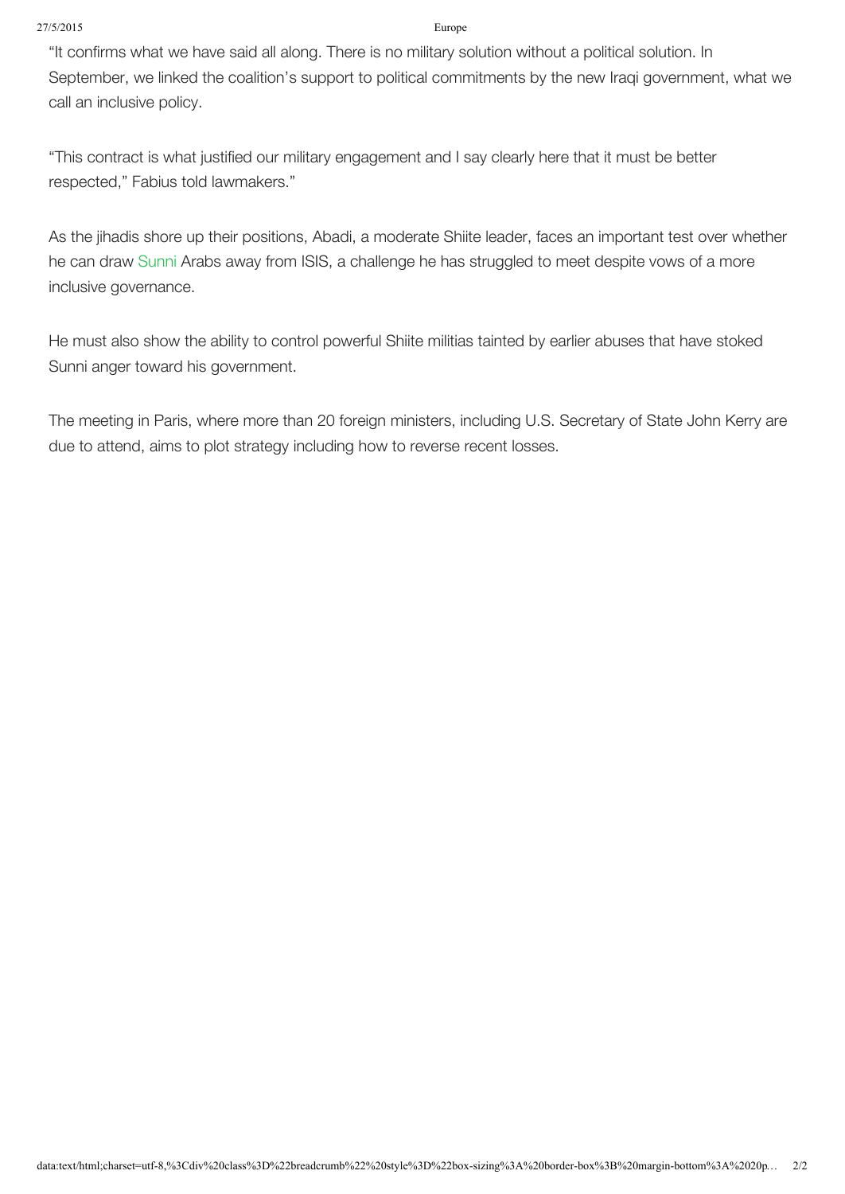“It confirms what we have said all along. There is no military solution without a political solution. In September, we linked the coalition’s support to political commitments by the new Iraqi government, what we call an inclusive policy.

“This contract is what justified our military engagement and I say clearly here that it must be better respected,” Fabius told lawmakers.”

As the jihadis shore up their positions, Abadi, a moderate Shiite leader, faces an important test over whether he can draw Sunni Arabs away from ISIS, a challenge he has struggled to meet despite vows of a more inclusive governance.

He must also show the ability to control powerful Shiite militias tainted by earlier abuses that have stoked Sunni anger toward his government.

The meeting in Paris, where more than 20 foreign ministers, including U.S. Secretary of State John Kerry are due to attend, aims to plot strategy including how to reverse recent losses.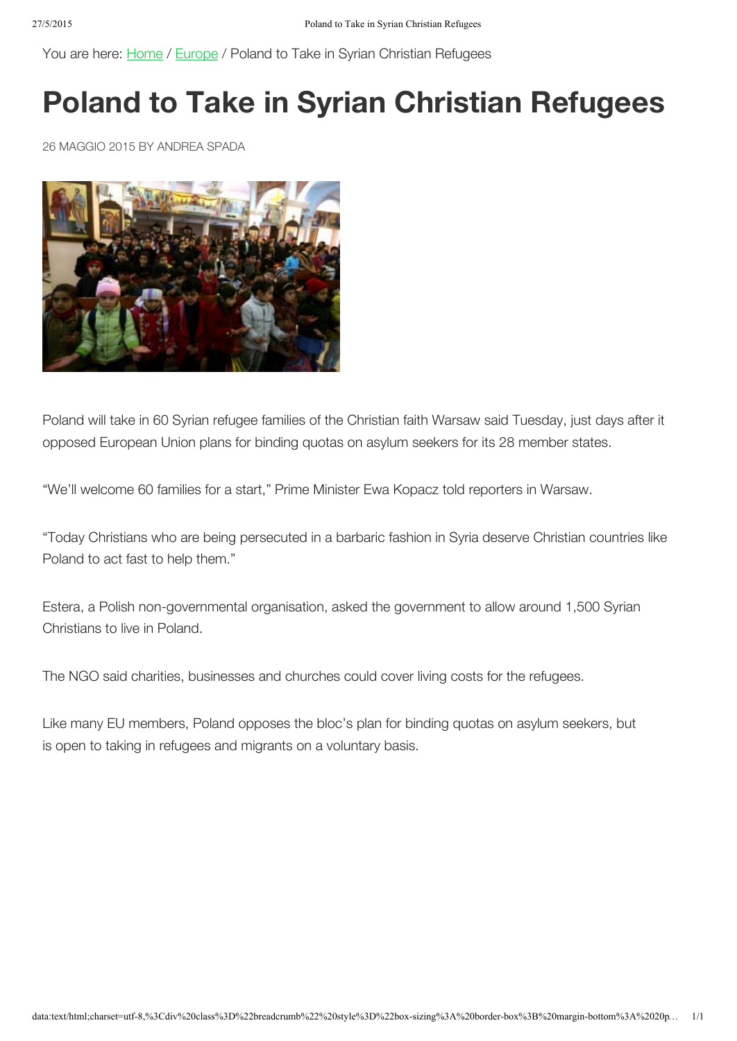You are here: Home / Europe / Poland to Take in Syrian Christian Refugees

# Poland to Take in Syrian Christian Refugees

26 MAGGIO 2015 BY ANDREA SPADA

Poland will take in 60 Syrian refugee families of the Christian faith Warsaw said Tuesday, just days after it opposed European Union plans for binding quotas on asylum seekers for its 28 member states.

"We'll welcome 60 families for a start," Prime Minister Ewa Kopacz told reporters in Warsaw.

"Today Christians who are being persecuted in a barbaric fashion in Syria deserve Christian countries like Poland to act fast to help them."

Estera, a Polish non-governmental organisation, asked the government to allow around 1,500 Syrian Christians to live in Poland.

The NGO said charities, businesses and churches could cover living costs for the refugees.

Like many EU members, Poland opposes the bloc's plan for binding quotas on asylum seekers, but is open to taking in refugees and migrants on a voluntary basis.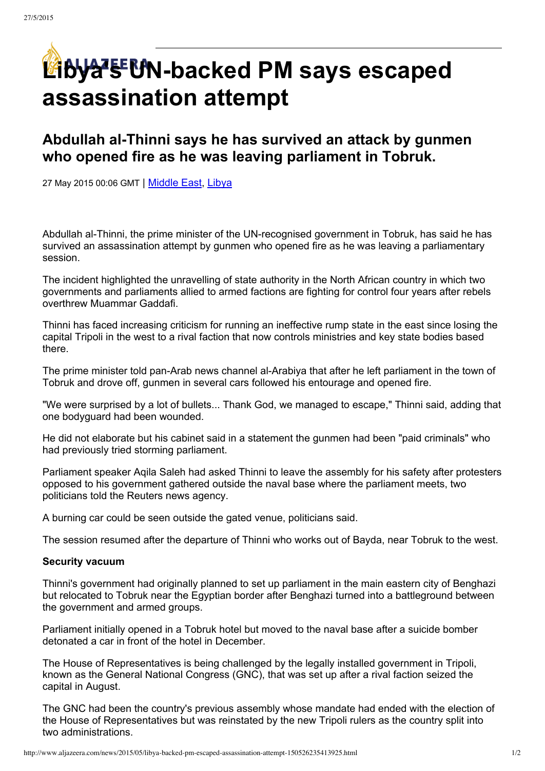# Libya's UN-backed PM says escaped assassination attempt

## Abdullah al-Thinni says he has survived an attack by gunmen who opened fire as he was leaving parliament in Tobruk.

27 May 2015 00:06 GMT | Middle East, Libya

Abdullah al-Thinni, the prime minister of the UN-recognised government in Tobruk, has said he has survived an assassination attempt by gunmen who opened fire as he was leaving a parliamentary session.

The incident highlighted the unravelling of state authority in the North African country in which two governments and parliaments allied to armed factions are fighting for control four years after rebels overthrew Muammar Gaddafi.

Thinni has faced increasing criticism for running an ineffective rump state in the east since losing the capital Tripoli in the west to a rival faction that now controls ministries and key state bodies based there.

The prime minister told pan-Arab news channel al-Arabiya that after he left parliament in the town of Tobruk and drove off, gunmen in several cars followed his entourage and opened fire.

"We were surprised by a lot of bullets... Thank God, we managed to escape," Thinni said, adding that one bodyguard had been wounded.

He did not elaborate but his cabinet said in a statement the gunmen had been "paid criminals" who had previously tried storming parliament.

Parliament speaker Aqila Saleh had asked Thinni to leave the assembly for his safety after protesters opposed to his government gathered outside the naval base where the parliament meets, two politicians told the Reuters news agency.

A burning car could be seen outside the gated venue, politicians said.

The session resumed after the departure of Thinni who works out of Bayda, near Tobruk to the west.

**Security vacuum**

Thinni's government had originally planned to set up parliament in the main eastern city of Benghazi but relocated to Tobruk near the Egyptian border after Benghazi turned into a battleground between the government and armed groups.

Parliament initially opened in a Tobruk hotel but moved to the naval base after a suicide bomber detonated a car in front of the hotel in December.

The House of Representatives is being challenged by the legally installed government in Tripoli, known as the General National Congress (GNC), that was set up after a rival faction seized the capital in August.

The GNC had been the country's previous assembly whose mandate had ended with the election of the House of Representatives but was reinstated by the new Tripoli rulers as the country split into two administrations.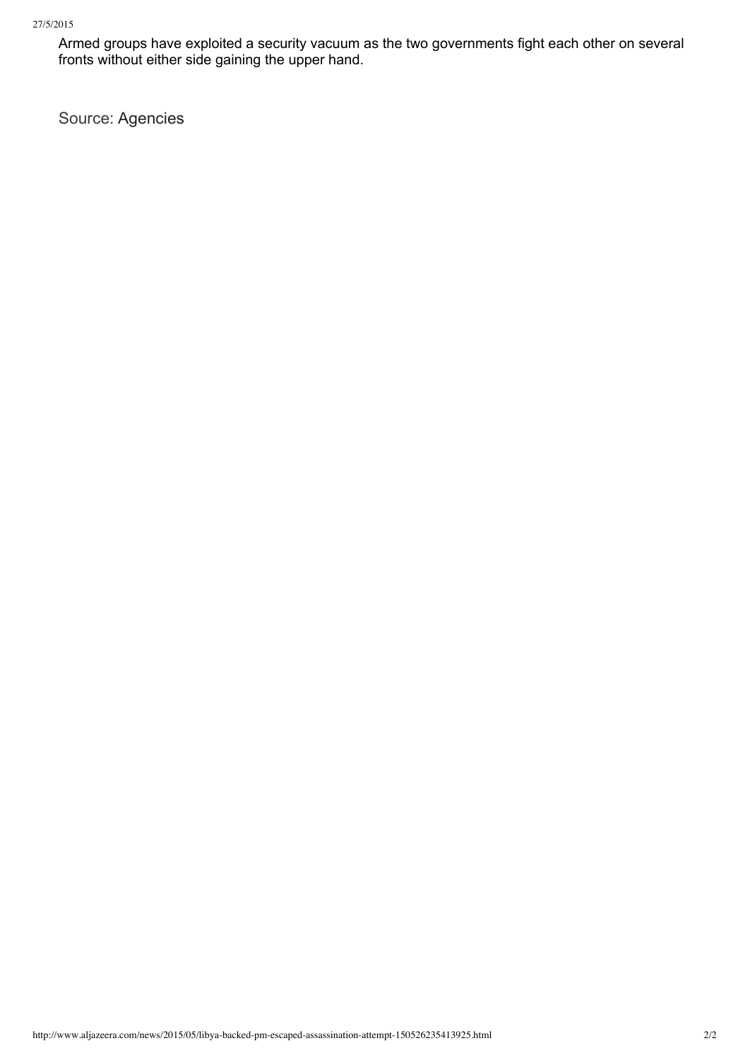Armed groups have exploited a security vacuum as the two governments fight each other on several fronts without either side gaining the upper hand.

Source: Agencies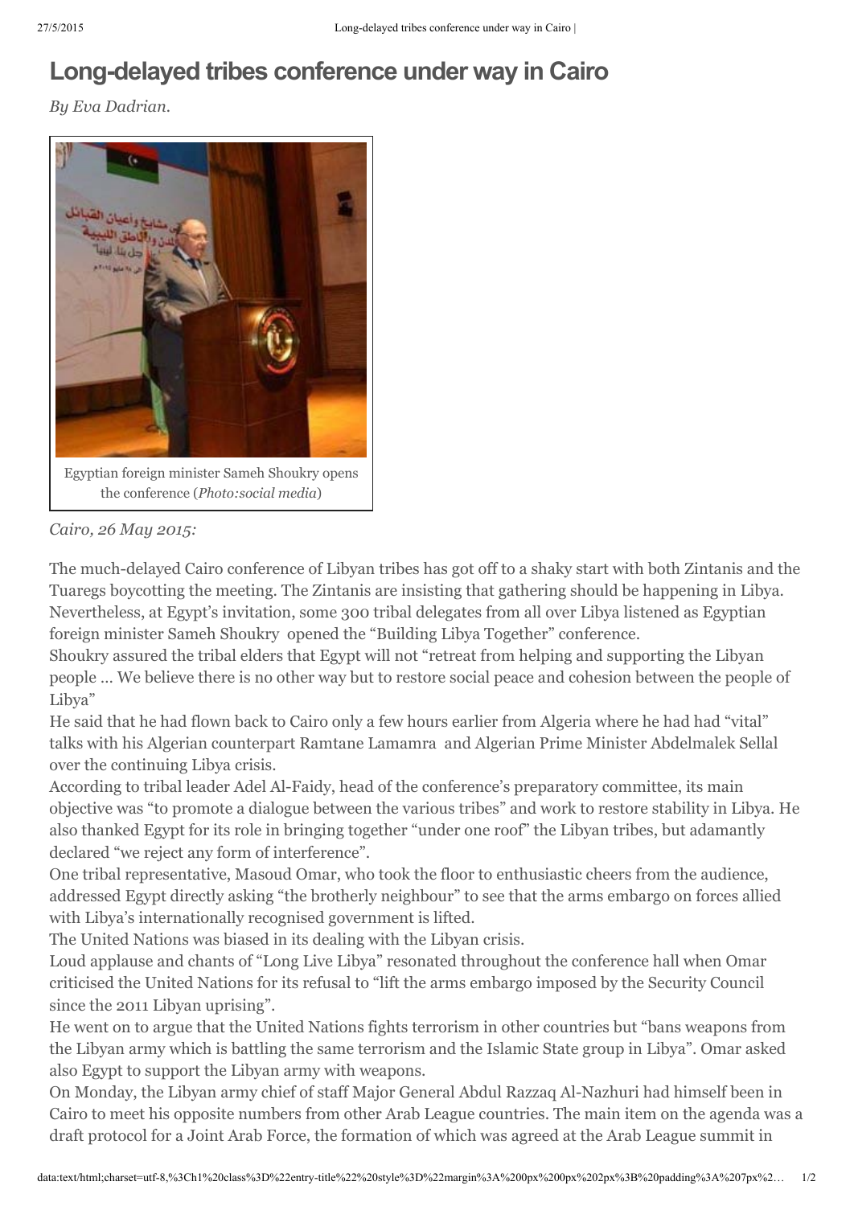# Long-delayed tribes conference under way in Cairo

*By Eva Dadrian.*

Egyptian foreign minister Sameh Shoukry opens the conference (*Photo:social media*)

*Cairo, 26 May 2015:*

The much-delayed Cairo conference of Libyan tribes has got off to a shaky start with both Zintanis and the Tuaregs boycotting the meeting. The Zintanis are insisting that gathering should be happening in Libya. Nevertheless, at Egypt's invitation, some 300 tribal delegates from all over Libya listened as Egyptian foreign minister Sameh Shoukry opened the "Building Libya Together" conference.

Shoukry assured the tribal elders that Egypt will not "retreat from helping and supporting the Libyan people … We believe there is no other way but to restore social peace and cohesion between the people of Libya"

He said that he had flown back to Cairo only a few hours earlier from Algeria where he had had "vital" talks with his Algerian counterpart Ramtane Lamamra and Algerian Prime Minister Abdelmalek Sellal over the continuing Libya crisis.

According to tribal leader Adel Al-Faidy, head of the conference's preparatory committee, its main objective was "to promote a dialogue between the various tribes" and work to restore stability in Libya. He also thanked Egypt for its role in bringing together "under one roof" the Libyan tribes, but adamantly declared "we reject any form of interference".

One tribal representative, Masoud Omar, who took the floor to enthusiastic cheers from the audience, addressed Egypt directly asking "the brotherly neighbour" to see that the arms embargo on forces allied with Libya's internationally recognised government is lifted.

The United Nations was biased in its dealing with the Libyan crisis.

Loud applause and chants of "Long Live Libya" resonated throughout the conference hall when Omar criticised the United Nations for its refusal to "lift the arms embargo imposed by the Security Council since the 2011 Libyan uprising".

He went on to argue that the United Nations fights terrorism in other countries but "bans weapons from the Libyan army which is battling the same terrorism and the Islamic State group in Libya". Omar asked also Egypt to support the Libyan army with weapons.

On Monday, the Libyan army chief of staff Major General Abdul Razzaq Al-Nazhuri had himself been in Cairo to meet his opposite numbers from other Arab League countries. The main item on the agenda was a draft protocol for a Joint Arab Force, the formation of which was agreed at the Arab League summit in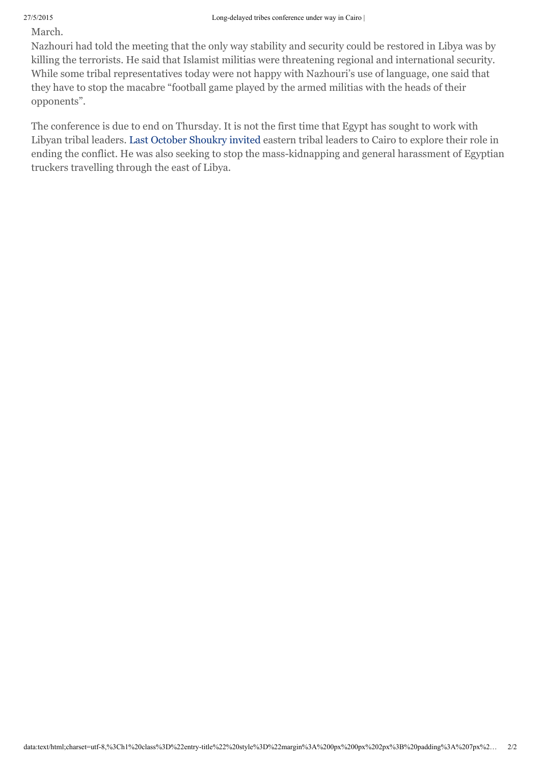March.

Nazhouri had told the meeting that the only way stability and security could be restored in Libya was by killing the terrorists. He said that Islamist militias were threatening regional and international security. While some tribal representatives today were not happy with Nazhouri's use of language, one said that they have to stop the macabre "football game played by the armed militias with the heads of their opponents".

The conference is due to end on Thursday. It is not the first time that Egypt has sought to work with Libyan tribal leaders. Last October Shoukry invited eastern tribal leaders to Cairo to explore their role in ending the conflict. He was also seeking to stop the mass-kidnapping and general harassment of Egyptian truckers travelling through the east of Libya.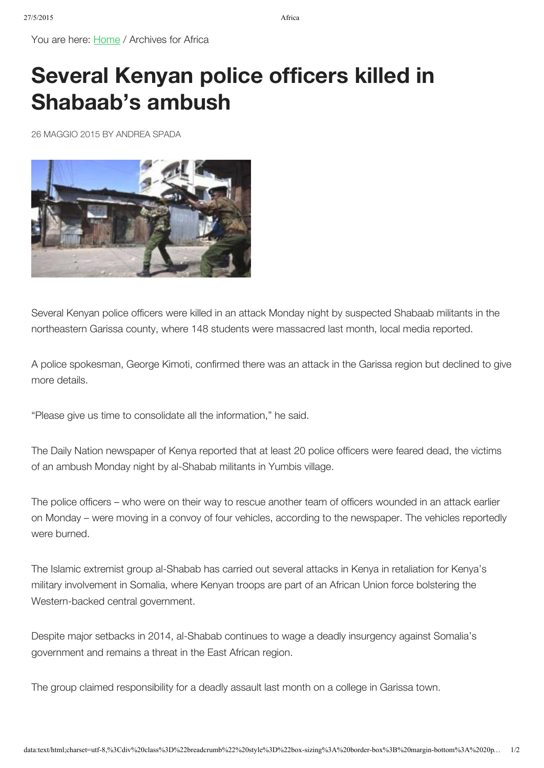You are here: Home / Archives for Africa

# Several Kenyan police officers killed in Shabaab's ambush

26 MAGGIO 2015 BY ANDREA SPADA

Several Kenyan police officers were killed in an attack Monday night by suspected Shabaab militants in the northeastern Garissa county, where 148 students were massacred last month, local media reported.

A police spokesman, George Kimoti, confirmed there was an attack in the Garissa region but declined to give more details.

"Please give us time to consolidate all the information," he said.

The Daily Nation newspaper of Kenya reported that at least 20 police officers were feared dead, the victims of an ambush Monday night by al-Shabab militants in Yumbis village.

The police officers – who were on their way to rescue another team of officers wounded in an attack earlier on Monday – were moving in a convoy of four vehicles, according to the newspaper. The vehicles reportedly were burned.

The Islamic extremist group al-Shabab has carried out several attacks in Kenya in retaliation for Kenya's military involvement in Somalia, where Kenyan troops are part of an African Union force bolstering the Western-backed central government.

Despite major setbacks in 2014, al-Shabab continues to wage a deadly insurgency against Somalia's government and remains a threat in the East African region.

The group claimed responsibility for a deadly assault last month on a college in Garissa town.